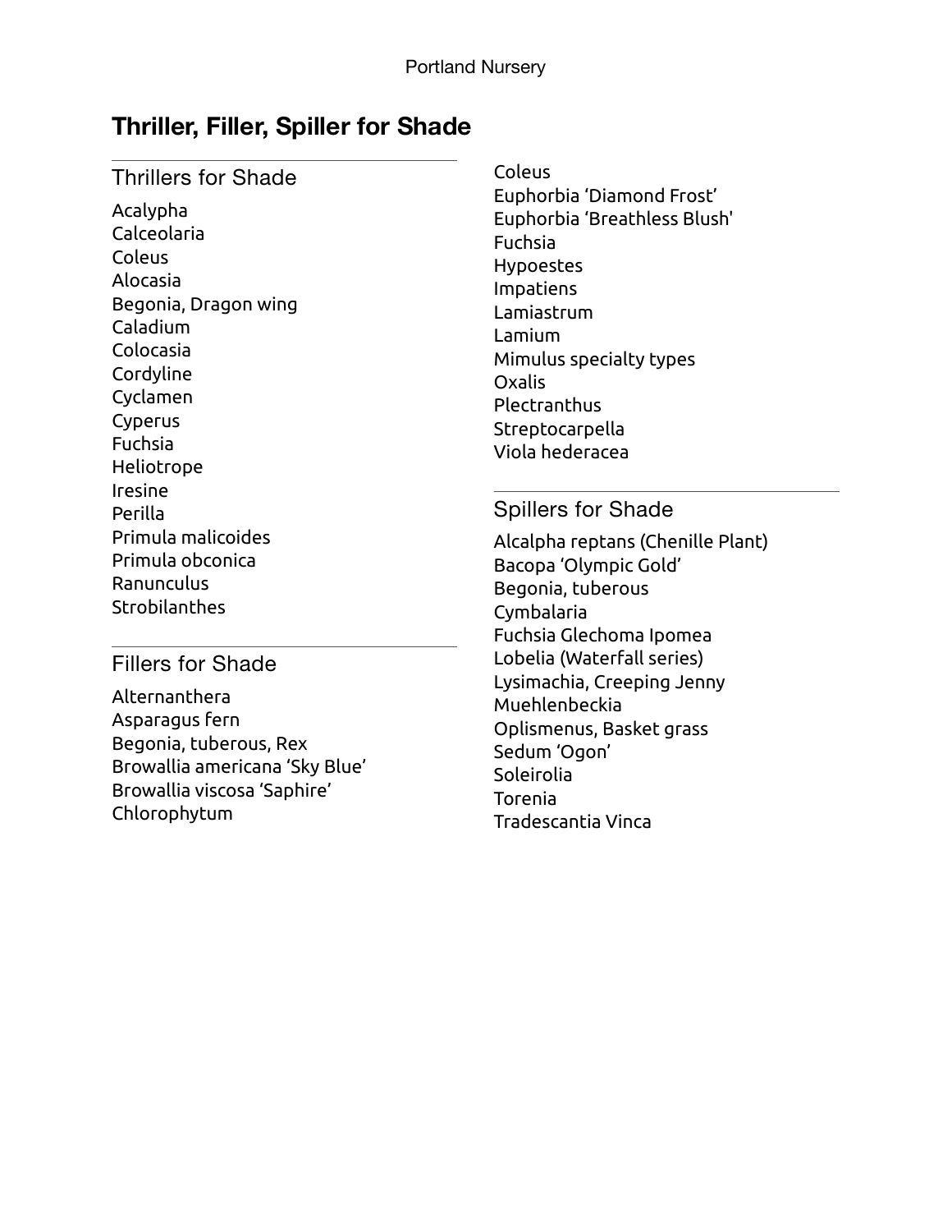# Thriller, Filler, Spiller for Shade

## Thrillers for Shade

Acalypha
Calceolaria
Coleus
Alocasia
Begonia, Dragon wing
Caladium
Colocasia
Cordyline
Cyclamen
Cyperus
Fuchsia
Heliotrope
Iresine
Perilla
Primula malicoides
Primula obconica
Ranunculus
Strobilanthes

## Fillers for Shade

Alternanthera
Asparagus fern
Begonia, tuberous, Rex
Browallia americana 'Sky Blue'
Browallia viscosa 'Saphire'
Chlorophytum
Coleus
Euphorbia 'Diamond Frost'
Euphorbia 'Breathless Blush'
Fuchsia
Hypoestes
Impatiens
Lamiastrum
Lamium
Mimulus specialty types
Oxalis
Plectranthus
Streptocarpella
Viola hederacea

## Spillers for Shade

Alcalpha reptans (Chenille Plant)
Bacopa 'Olympic Gold'
Begonia, tuberous
Cymbalaria
Fuchsia Glechoma Ipomea
Lobelia (Waterfall series)
Lysimachia, Creeping Jenny
Muehlenbeckia
Oplismenus, Basket grass
Sedum 'Ogon'
Soleirolia
Torenia
Tradescantia Vinca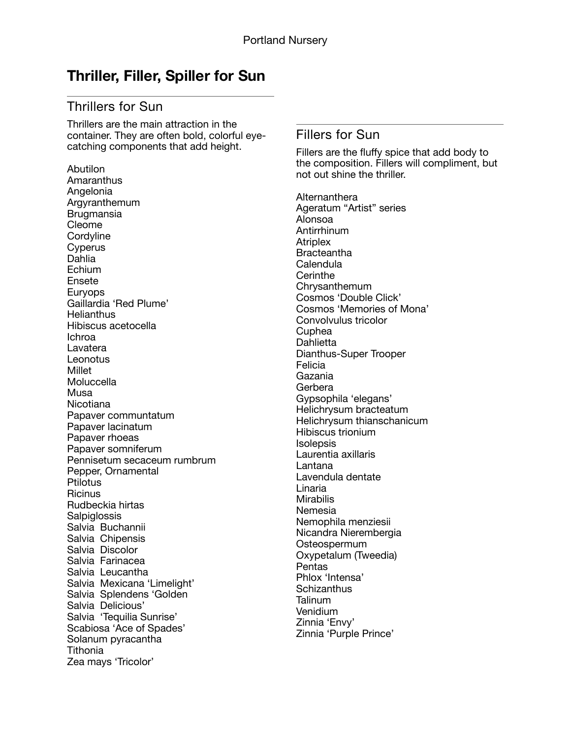# Thriller, Filler, Spiller for Sun

## Thrillers for Sun

Thrillers are the main attraction in the container. They are often bold, colorful eye-catching components that add height.

Abutilon
Amaranthus
Angelonia
Argyranthemum
Brugmansia
Cleome
Cordyline
Cyperus
Dahlia
Echium
Ensete
Euryops
Gaillardia 'Red Plume'
Helianthus
Hibiscus acetocella
Ichroa
Lavatera
Leonotus
Millet
Moluccella
Musa
Nicotiana
Papaver communtatum
Papaver lacinatum
Papaver rhoeas
Papaver somniferum
Pennisetum secaceum rumbrum
Pepper, Ornamental
Ptilotus
Ricinus
Rudbeckia hirtas
Salpiglossis
Salvia Buchannii
Salvia Chipensis
Salvia Discolor
Salvia Farinacea
Salvia Leucantha
Salvia Mexicana 'Limelight'
Salvia Splendens 'Golden
Salvia Delicious'
Salvia 'Tequilia Sunrise'
Scabiosa 'Ace of Spades'
Solanum pyracantha
Tithonia
Zea mays 'Tricolor'

## Fillers for Sun

Fillers are the fluffy spice that add body to the composition. Fillers will compliment, but not out shine the thriller.

Alternanthera
Ageratum "Artist" series
Alonsoa
Antirrhinum
Atriplex
Bracteantha
Calendula
Cerinthe
Chrysanthemum
Cosmos 'Double Click'
Cosmos 'Memories of Mona'
Convolvulus tricolor
Cuphea
Dahlietta
Dianthus-Super Trooper
Felicia
Gazania
Gerbera
Gypsophila 'elegans'
Helichrysum bracteatum
Helichrysum thianschanicum
Hibiscus trionium
Isolepsis
Laurentia axillaris
Lantana
Lavendula dentate
Linaria
Mirabilis
Nemesia
Nemophila menziesii
Nicandra Nierembergia
Osteospermum
Oxypetalum (Tweedia)
Pentas
Phlox 'Intensa'
Schizanthus
Talinum
Venidium
Zinnia 'Envy'
Zinnia 'Purple Prince'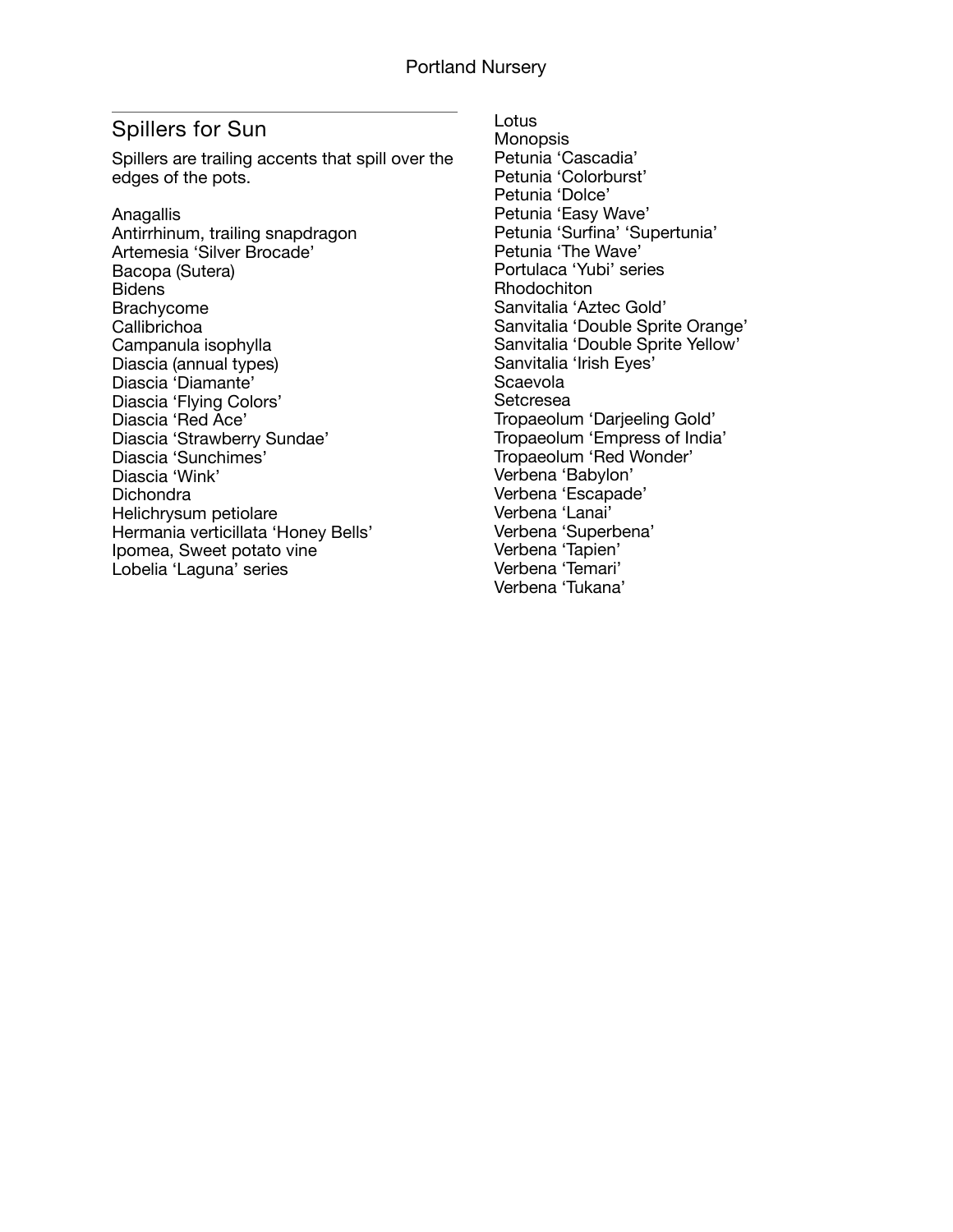## Spillers for Sun

Spillers are trailing accents that spill over the edges of the pots.

Anagallis
Antirrhinum, trailing snapdragon
Artemesia 'Silver Brocade'
Bacopa (Sutera)
Bidens
Brachycome
Callibrichoa
Campanula isophylla
Diascia (annual types)
Diascia 'Diamante'
Diascia 'Flying Colors'
Diascia 'Red Ace'
Diascia 'Strawberry Sundae'
Diascia 'Sunchimes'
Diascia 'Wink'
Dichondra
Helichrysum petiolare
Hermania verticillata 'Honey Bells'
Ipomea, Sweet potato vine
Lobelia 'Laguna' series
Lotus
Monopsis
Petunia 'Cascadia'
Petunia 'Colorburst'
Petunia 'Dolce'
Petunia 'Easy Wave'
Petunia 'Surfina' 'Supertunia'
Petunia 'The Wave'
Portulaca 'Yubi' series
Rhodochiton
Sanvitalia 'Aztec Gold'
Sanvitalia 'Double Sprite Orange'
Sanvitalia 'Double Sprite Yellow'
Sanvitalia 'Irish Eyes'
Scaevola
Setcresea
Tropaeolum 'Darjeeling Gold'
Tropaeolum 'Empress of India'
Tropaeolum 'Red Wonder'
Verbena 'Babylon'
Verbena 'Escapade'
Verbena 'Lanai'
Verbena 'Superbena'
Verbena 'Tapien'
Verbena 'Temari'
Verbena 'Tukana'